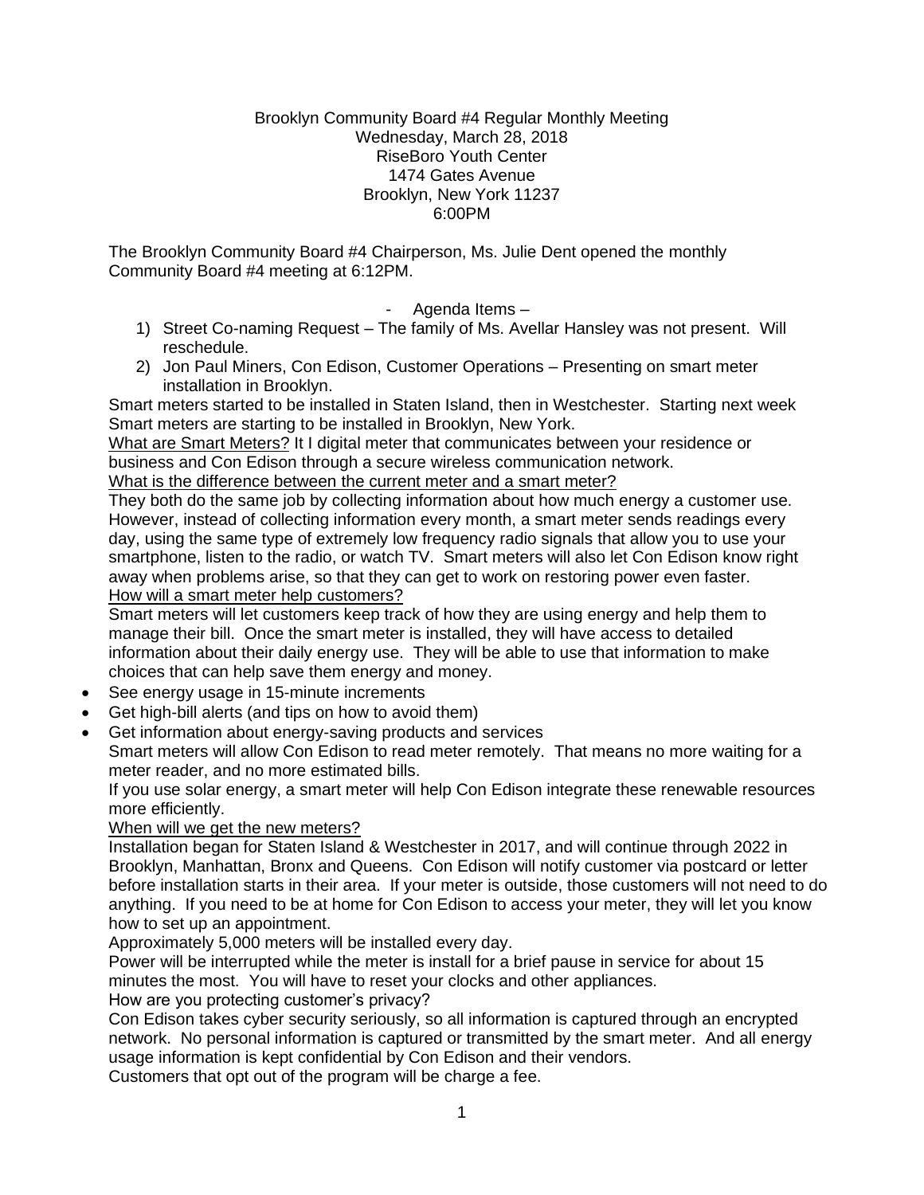Brooklyn Community Board #4 Regular Monthly Meeting
Wednesday, March 28, 2018
RiseBoro Youth Center
1474 Gates Avenue
Brooklyn, New York 11237
6:00PM

The Brooklyn Community Board #4 Chairperson, Ms. Julie Dent opened the monthly Community Board #4 meeting at 6:12PM.

- Agenda Items –

1) Street Co-naming Request – The family of Ms. Avellar Hansley was not present. Will reschedule.
2) Jon Paul Miners, Con Edison, Customer Operations – Presenting on smart meter installation in Brooklyn.

Smart meters started to be installed in Staten Island, then in Westchester. Starting next week Smart meters are starting to be installed in Brooklyn, New York.

<u>What are Smart Meters?</u> It I digital meter that communicates between your residence or business and Con Edison through a secure wireless communication network.

<u>What is the difference between the current meter and a smart meter?</u>

They both do the same job by collecting information about how much energy a customer use. However, instead of collecting information every month, a smart meter sends readings every day, using the same type of extremely low frequency radio signals that allow you to use your smartphone, listen to the radio, or watch TV. Smart meters will also let Con Edison know right away when problems arise, so that they can get to work on restoring power even faster.

<u>How will a smart meter help customers?</u>

Smart meters will let customers keep track of how they are using energy and help them to manage their bill. Once the smart meter is installed, they will have access to detailed information about their daily energy use. They will be able to use that information to make choices that can help save them energy and money.

- See energy usage in 15-minute increments
- Get high-bill alerts (and tips on how to avoid them)
- Get information about energy-saving products and services

Smart meters will allow Con Edison to read meter remotely. That means no more waiting for a meter reader, and no more estimated bills.

If you use solar energy, a smart meter will help Con Edison integrate these renewable resources more efficiently.

<u>When will we get the new meters?</u>

Installation began for Staten Island & Westchester in 2017, and will continue through 2022 in Brooklyn, Manhattan, Bronx and Queens. Con Edison will notify customer via postcard or letter before installation starts in their area. If your meter is outside, those customers will not need to do anything. If you need to be at home for Con Edison to access your meter, they will let you know how to set up an appointment.

Approximately 5,000 meters will be installed every day.

Power will be interrupted while the meter is install for a brief pause in service for about 15 minutes the most. You will have to reset your clocks and other appliances.

How are you protecting customer's privacy?

Con Edison takes cyber security seriously, so all information is captured through an encrypted network. No personal information is captured or transmitted by the smart meter. And all energy usage information is kept confidential by Con Edison and their vendors.

Customers that opt out of the program will be charge a fee.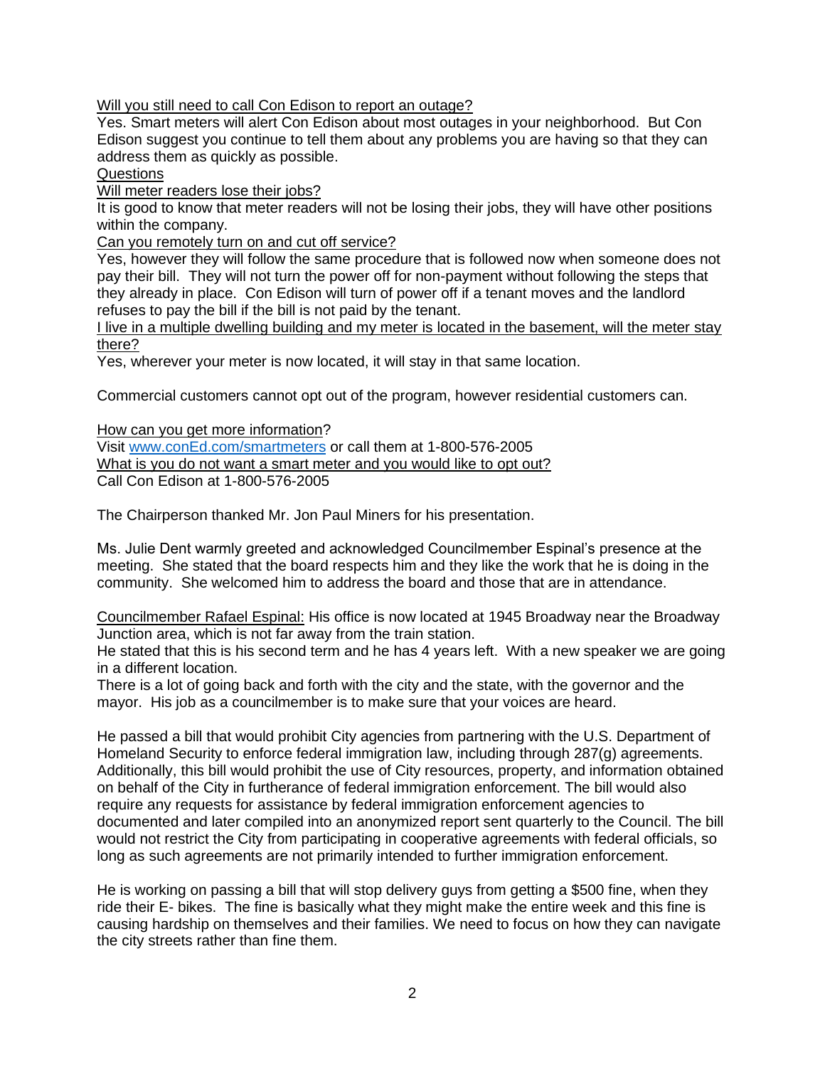Will you still need to call Con Edison to report an outage?

Yes. Smart meters will alert Con Edison about most outages in your neighborhood. But Con Edison suggest you continue to tell them about any problems you are having so that they can address them as quickly as possible.

Questions

Will meter readers lose their jobs?

It is good to know that meter readers will not be losing their jobs, they will have other positions within the company.

Can you remotely turn on and cut off service?

Yes, however they will follow the same procedure that is followed now when someone does not pay their bill. They will not turn the power off for non-payment without following the steps that they already in place. Con Edison will turn of power off if a tenant moves and the landlord refuses to pay the bill if the bill is not paid by the tenant.

I live in a multiple dwelling building and my meter is located in the basement, will the meter stay there?

Yes, wherever your meter is now located, it will stay in that same location.

Commercial customers cannot opt out of the program, however residential customers can.

How can you get more information?

Visit www.conEd.com/smartmeters or call them at 1-800-576-2005

What is you do not want a smart meter and you would like to opt out?

Call Con Edison at 1-800-576-2005

The Chairperson thanked Mr. Jon Paul Miners for his presentation.

Ms. Julie Dent warmly greeted and acknowledged Councilmember Espinal's presence at the meeting. She stated that the board respects him and they like the work that he is doing in the community. She welcomed him to address the board and those that are in attendance.

Councilmember Rafael Espinal: His office is now located at 1945 Broadway near the Broadway Junction area, which is not far away from the train station.

He stated that this is his second term and he has 4 years left. With a new speaker we are going in a different location.

There is a lot of going back and forth with the city and the state, with the governor and the mayor. His job as a councilmember is to make sure that your voices are heard.

He passed a bill that would prohibit City agencies from partnering with the U.S. Department of Homeland Security to enforce federal immigration law, including through 287(g) agreements. Additionally, this bill would prohibit the use of City resources, property, and information obtained on behalf of the City in furtherance of federal immigration enforcement. The bill would also require any requests for assistance by federal immigration enforcement agencies to documented and later compiled into an anonymized report sent quarterly to the Council. The bill would not restrict the City from participating in cooperative agreements with federal officials, so long as such agreements are not primarily intended to further immigration enforcement.

He is working on passing a bill that will stop delivery guys from getting a $500 fine, when they ride their E- bikes. The fine is basically what they might make the entire week and this fine is causing hardship on themselves and their families. We need to focus on how they can navigate the city streets rather than fine them.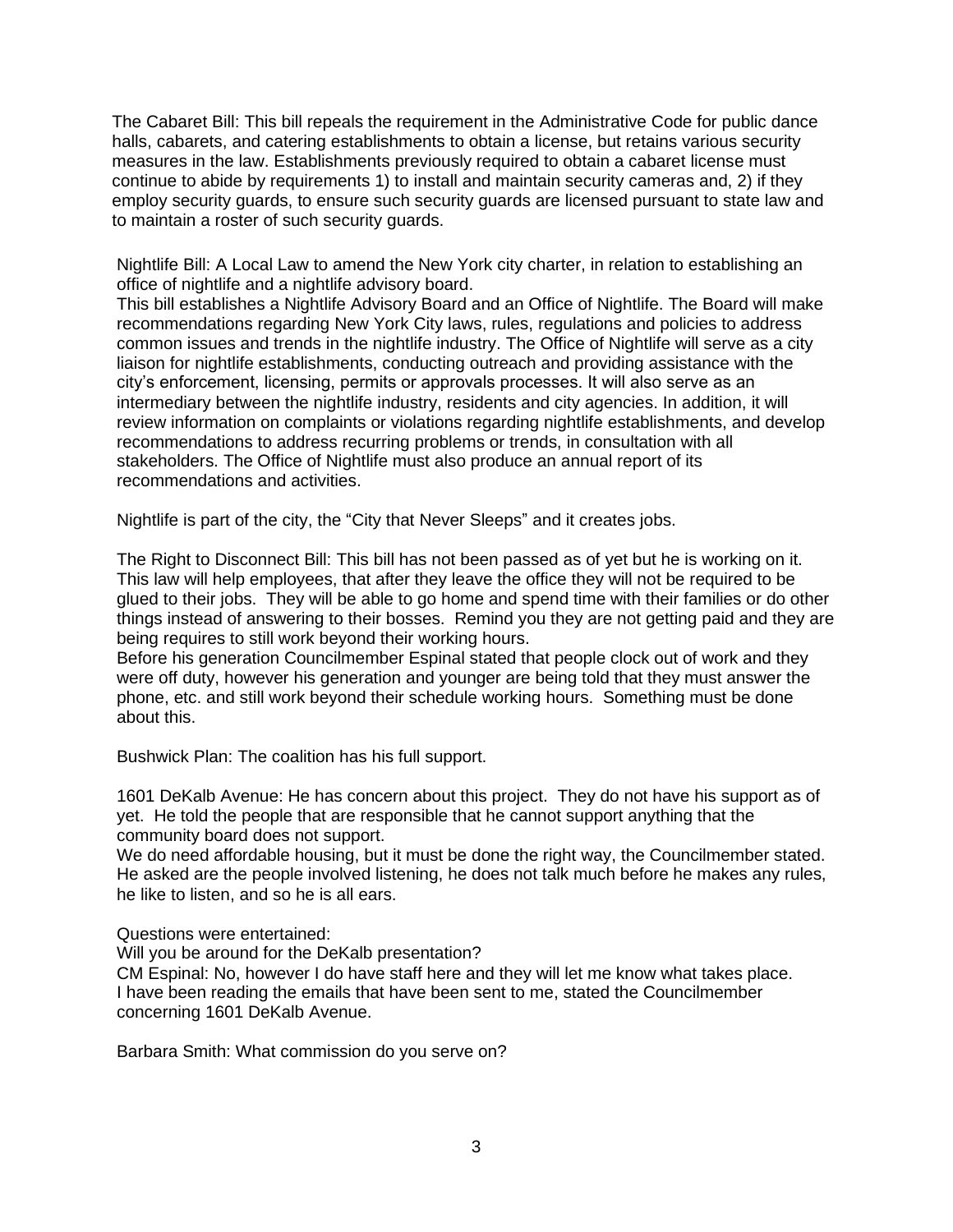The Cabaret Bill: This bill repeals the requirement in the Administrative Code for public dance halls, cabarets, and catering establishments to obtain a license, but retains various security measures in the law. Establishments previously required to obtain a cabaret license must continue to abide by requirements 1) to install and maintain security cameras and, 2) if they employ security guards, to ensure such security guards are licensed pursuant to state law and to maintain a roster of such security guards.

Nightlife Bill: A Local Law to amend the New York city charter, in relation to establishing an office of nightlife and a nightlife advisory board.
This bill establishes a Nightlife Advisory Board and an Office of Nightlife. The Board will make recommendations regarding New York City laws, rules, regulations and policies to address common issues and trends in the nightlife industry. The Office of Nightlife will serve as a city liaison for nightlife establishments, conducting outreach and providing assistance with the city's enforcement, licensing, permits or approvals processes. It will also serve as an intermediary between the nightlife industry, residents and city agencies. In addition, it will review information on complaints or violations regarding nightlife establishments, and develop recommendations to address recurring problems or trends, in consultation with all stakeholders. The Office of Nightlife must also produce an annual report of its recommendations and activities.

Nightlife is part of the city, the "City that Never Sleeps" and it creates jobs.

The Right to Disconnect Bill: This bill has not been passed as of yet but he is working on it. This law will help employees, that after they leave the office they will not be required to be glued to their jobs. They will be able to go home and spend time with their families or do other things instead of answering to their bosses. Remind you they are not getting paid and they are being requires to still work beyond their working hours.
Before his generation Councilmember Espinal stated that people clock out of work and they were off duty, however his generation and younger are being told that they must answer the phone, etc. and still work beyond their schedule working hours. Something must be done about this.

Bushwick Plan: The coalition has his full support.

1601 DeKalb Avenue: He has concern about this project. They do not have his support as of yet. He told the people that are responsible that he cannot support anything that the community board does not support.
We do need affordable housing, but it must be done the right way, the Councilmember stated. He asked are the people involved listening, he does not talk much before he makes any rules, he like to listen, and so he is all ears.

Questions were entertained:
Will you be around for the DeKalb presentation?
CM Espinal: No, however I do have staff here and they will let me know what takes place. I have been reading the emails that have been sent to me, stated the Councilmember concerning 1601 DeKalb Avenue.

Barbara Smith: What commission do you serve on?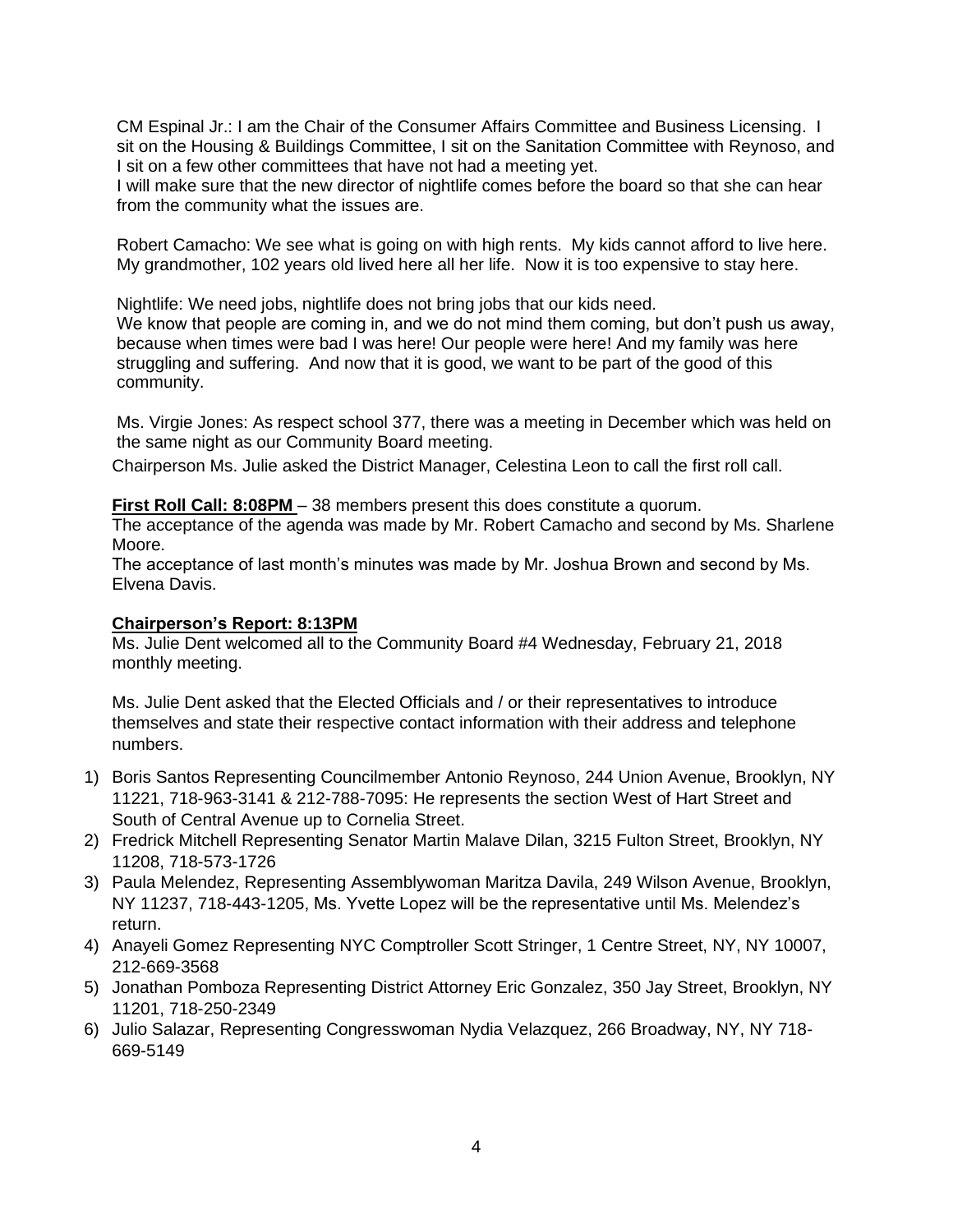CM Espinal Jr.: I am the Chair of the Consumer Affairs Committee and Business Licensing. I sit on the Housing & Buildings Committee, I sit on the Sanitation Committee with Reynoso, and I sit on a few other committees that have not had a meeting yet.
I will make sure that the new director of nightlife comes before the board so that she can hear from the community what the issues are.

Robert Camacho: We see what is going on with high rents. My kids cannot afford to live here. My grandmother, 102 years old lived here all her life. Now it is too expensive to stay here.

Nightlife: We need jobs, nightlife does not bring jobs that our kids need.
We know that people are coming in, and we do not mind them coming, but don't push us away, because when times were bad I was here! Our people were here! And my family was here struggling and suffering. And now that it is good, we want to be part of the good of this community.

Ms. Virgie Jones: As respect school 377, there was a meeting in December which was held on the same night as our Community Board meeting.

Chairperson Ms. Julie asked the District Manager, Celestina Leon to call the first roll call.

**First Roll Call: 8:08PM** – 38 members present this does constitute a quorum.
The acceptance of the agenda was made by Mr. Robert Camacho and second by Ms. Sharlene Moore.
The acceptance of last month's minutes was made by Mr. Joshua Brown and second by Ms. Elvena Davis.

**Chairperson's Report: 8:13PM**
Ms. Julie Dent welcomed all to the Community Board #4 Wednesday, February 21, 2018 monthly meeting.

Ms. Julie Dent asked that the Elected Officials and / or their representatives to introduce themselves and state their respective contact information with their address and telephone numbers.

1) Boris Santos Representing Councilmember Antonio Reynoso, 244 Union Avenue, Brooklyn, NY 11221, 718-963-3141 & 212-788-7095: He represents the section West of Hart Street and South of Central Avenue up to Cornelia Street.
2) Fredrick Mitchell Representing Senator Martin Malave Dilan, 3215 Fulton Street, Brooklyn, NY 11208, 718-573-1726
3) Paula Melendez, Representing Assemblywoman Maritza Davila, 249 Wilson Avenue, Brooklyn, NY 11237, 718-443-1205, Ms. Yvette Lopez will be the representative until Ms. Melendez's return.
4) Anayeli Gomez Representing NYC Comptroller Scott Stringer, 1 Centre Street, NY, NY 10007, 212-669-3568
5) Jonathan Pomboza Representing District Attorney Eric Gonzalez, 350 Jay Street, Brooklyn, NY 11201, 718-250-2349
6) Julio Salazar, Representing Congresswoman Nydia Velazquez, 266 Broadway, NY, NY 718-669-5149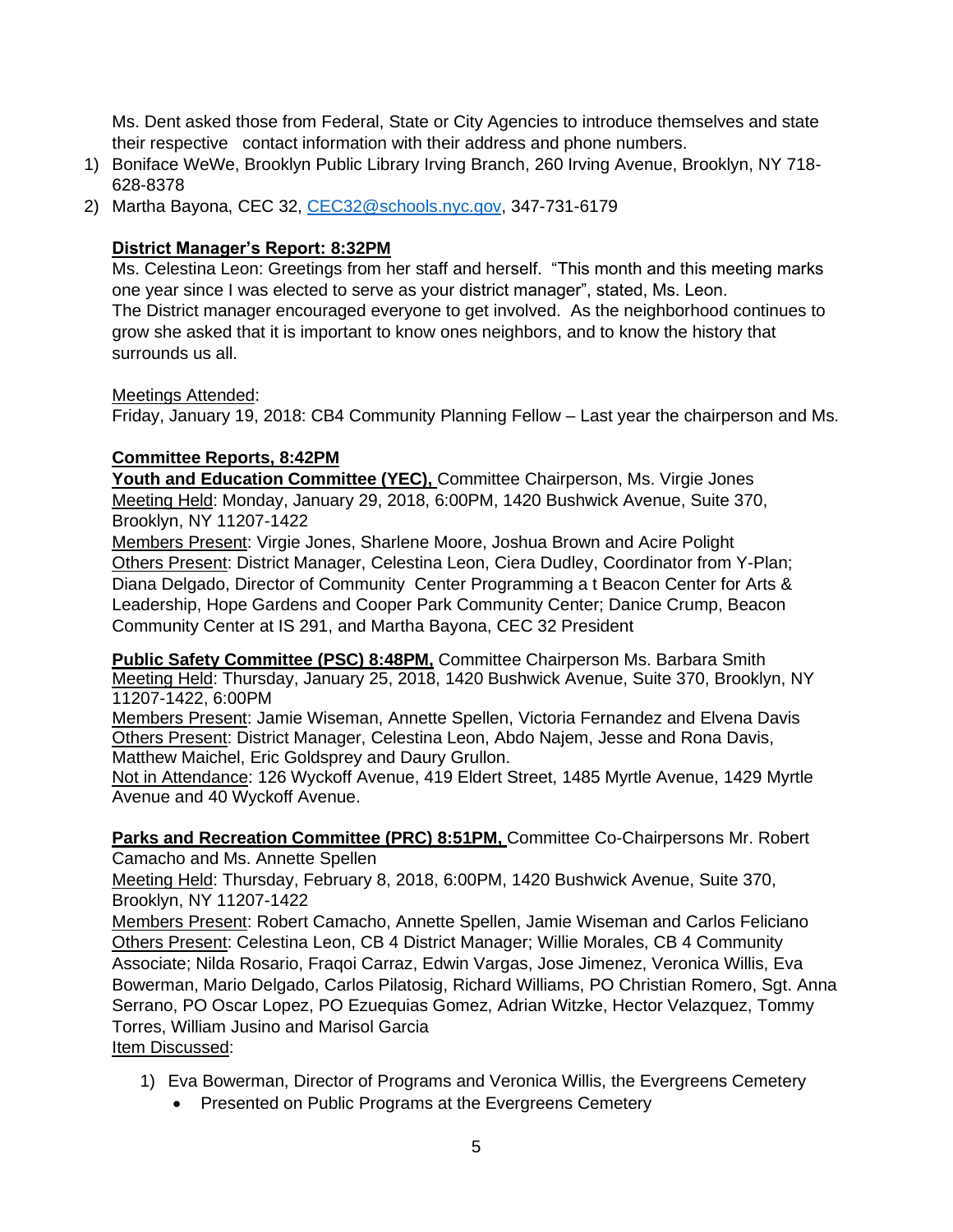Ms. Dent asked those from Federal, State or City Agencies to introduce themselves and state their respective contact information with their address and phone numbers.

1) Boniface WeWe, Brooklyn Public Library Irving Branch, 260 Irving Avenue, Brooklyn, NY 718-628-8378
2) Martha Bayona, CEC 32, CEC32@schools.nyc.gov, 347-731-6179

**District Manager's Report: 8:32PM**

Ms. Celestina Leon: Greetings from her staff and herself. "This month and this meeting marks one year since I was elected to serve as your district manager", stated, Ms. Leon. The District manager encouraged everyone to get involved. As the neighborhood continues to grow she asked that it is important to know ones neighbors, and to know the history that surrounds us all.

Meetings Attended:
Friday, January 19, 2018: CB4 Community Planning Fellow – Last year the chairperson and Ms.

**Committee Reports, 8:42PM**

**Youth and Education Committee (YEC),** Committee Chairperson, Ms. Virgie Jones
Meeting Held: Monday, January 29, 2018, 6:00PM, 1420 Bushwick Avenue, Suite 370, Brooklyn, NY 11207-1422
Members Present: Virgie Jones, Sharlene Moore, Joshua Brown and Acire Polight
Others Present: District Manager, Celestina Leon, Ciera Dudley, Coordinator from Y-Plan; Diana Delgado, Director of Community Center Programming a t Beacon Center for Arts & Leadership, Hope Gardens and Cooper Park Community Center; Danice Crump, Beacon Community Center at IS 291, and Martha Bayona, CEC 32 President

**Public Safety Committee (PSC) 8:48PM,** Committee Chairperson Ms. Barbara Smith
Meeting Held: Thursday, January 25, 2018, 1420 Bushwick Avenue, Suite 370, Brooklyn, NY 11207-1422, 6:00PM
Members Present: Jamie Wiseman, Annette Spellen, Victoria Fernandez and Elvena Davis
Others Present: District Manager, Celestina Leon, Abdo Najem, Jesse and Rona Davis, Matthew Maichel, Eric Goldsprey and Daury Grullon.
Not in Attendance: 126 Wyckoff Avenue, 419 Eldert Street, 1485 Myrtle Avenue, 1429 Myrtle Avenue and 40 Wyckoff Avenue.

**Parks and Recreation Committee (PRC) 8:51PM,** Committee Co-Chairpersons Mr. Robert Camacho and Ms. Annette Spellen
Meeting Held: Thursday, February 8, 2018, 6:00PM, 1420 Bushwick Avenue, Suite 370, Brooklyn, NY 11207-1422
Members Present: Robert Camacho, Annette Spellen, Jamie Wiseman and Carlos Feliciano
Others Present: Celestina Leon, CB 4 District Manager; Willie Morales, CB 4 Community Associate; Nilda Rosario, Fraqoi Carraz, Edwin Vargas, Jose Jimenez, Veronica Willis, Eva Bowerman, Mario Delgado, Carlos Pilatosig, Richard Williams, PO Christian Romero, Sgt. Anna Serrano, PO Oscar Lopez, PO Ezuequias Gomez, Adrian Witzke, Hector Velazquez, Tommy Torres, William Jusino and Marisol Garcia
Item Discussed:

1) Eva Bowerman, Director of Programs and Veronica Willis, the Evergreens Cemetery
   - Presented on Public Programs at the Evergreens Cemetery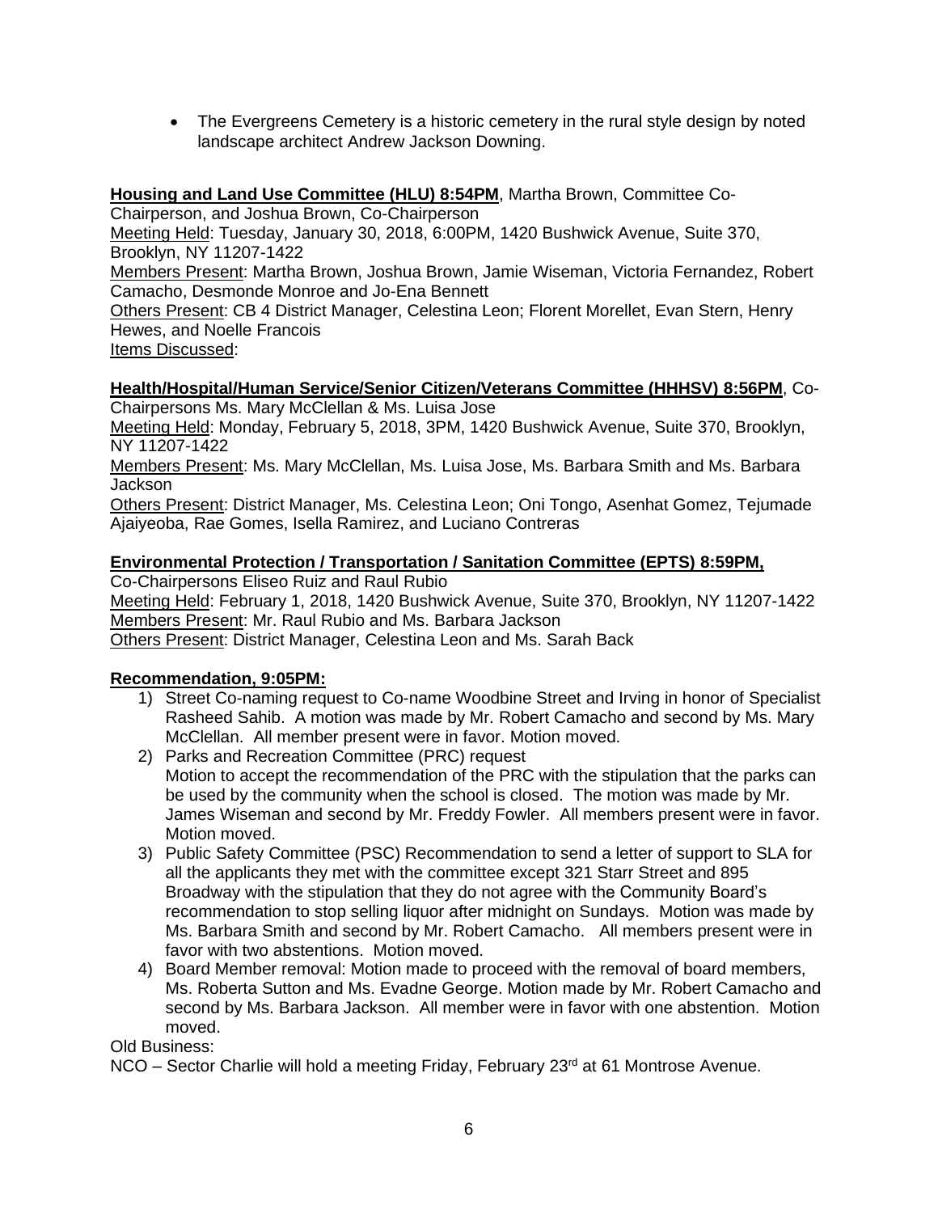- The Evergreens Cemetery is a historic cemetery in the rural style design by noted landscape architect Andrew Jackson Downing.

**Housing and Land Use Committee (HLU) 8:54PM**, Martha Brown, Committee Co-Chairperson, and Joshua Brown, Co-Chairperson
Meeting Held: Tuesday, January 30, 2018, 6:00PM, 1420 Bushwick Avenue, Suite 370, Brooklyn, NY 11207-1422
Members Present: Martha Brown, Joshua Brown, Jamie Wiseman, Victoria Fernandez, Robert Camacho, Desmonde Monroe and Jo-Ena Bennett
Others Present: CB 4 District Manager, Celestina Leon; Florent Morellet, Evan Stern, Henry Hewes, and Noelle Francois
Items Discussed:

**Health/Hospital/Human Service/Senior Citizen/Veterans Committee (HHHSV) 8:56PM**, Co-Chairpersons Ms. Mary McClellan & Ms. Luisa Jose
Meeting Held: Monday, February 5, 2018, 3PM, 1420 Bushwick Avenue, Suite 370, Brooklyn, NY 11207-1422
Members Present: Ms. Mary McClellan, Ms. Luisa Jose, Ms. Barbara Smith and Ms. Barbara Jackson
Others Present: District Manager, Ms. Celestina Leon; Oni Tongo, Asenhat Gomez, Tejumade Ajaiyeoba, Rae Gomes, Isella Ramirez, and Luciano Contreras

**Environmental Protection / Transportation / Sanitation Committee (EPTS) 8:59PM,**
Co-Chairpersons Eliseo Ruiz and Raul Rubio
Meeting Held: February 1, 2018, 1420 Bushwick Avenue, Suite 370, Brooklyn, NY 11207-1422
Members Present: Mr. Raul Rubio and Ms. Barbara Jackson
Others Present: District Manager, Celestina Leon and Ms. Sarah Back

**Recommendation, 9:05PM:**

1) Street Co-naming request to Co-name Woodbine Street and Irving in honor of Specialist Rasheed Sahib. A motion was made by Mr. Robert Camacho and second by Ms. Mary McClellan. All member present were in favor. Motion moved.
2) Parks and Recreation Committee (PRC) request
   Motion to accept the recommendation of the PRC with the stipulation that the parks can be used by the community when the school is closed. The motion was made by Mr. James Wiseman and second by Mr. Freddy Fowler. All members present were in favor. Motion moved.
3) Public Safety Committee (PSC) Recommendation to send a letter of support to SLA for all the applicants they met with the committee except 321 Starr Street and 895 Broadway with the stipulation that they do not agree with the Community Board's recommendation to stop selling liquor after midnight on Sundays. Motion was made by Ms. Barbara Smith and second by Mr. Robert Camacho. All members present were in favor with two abstentions. Motion moved.
4) Board Member removal: Motion made to proceed with the removal of board members, Ms. Roberta Sutton and Ms. Evadne George. Motion made by Mr. Robert Camacho and second by Ms. Barbara Jackson. All member were in favor with one abstention. Motion moved.

Old Business:
NCO – Sector Charlie will hold a meeting Friday, February 23rd at 61 Montrose Avenue.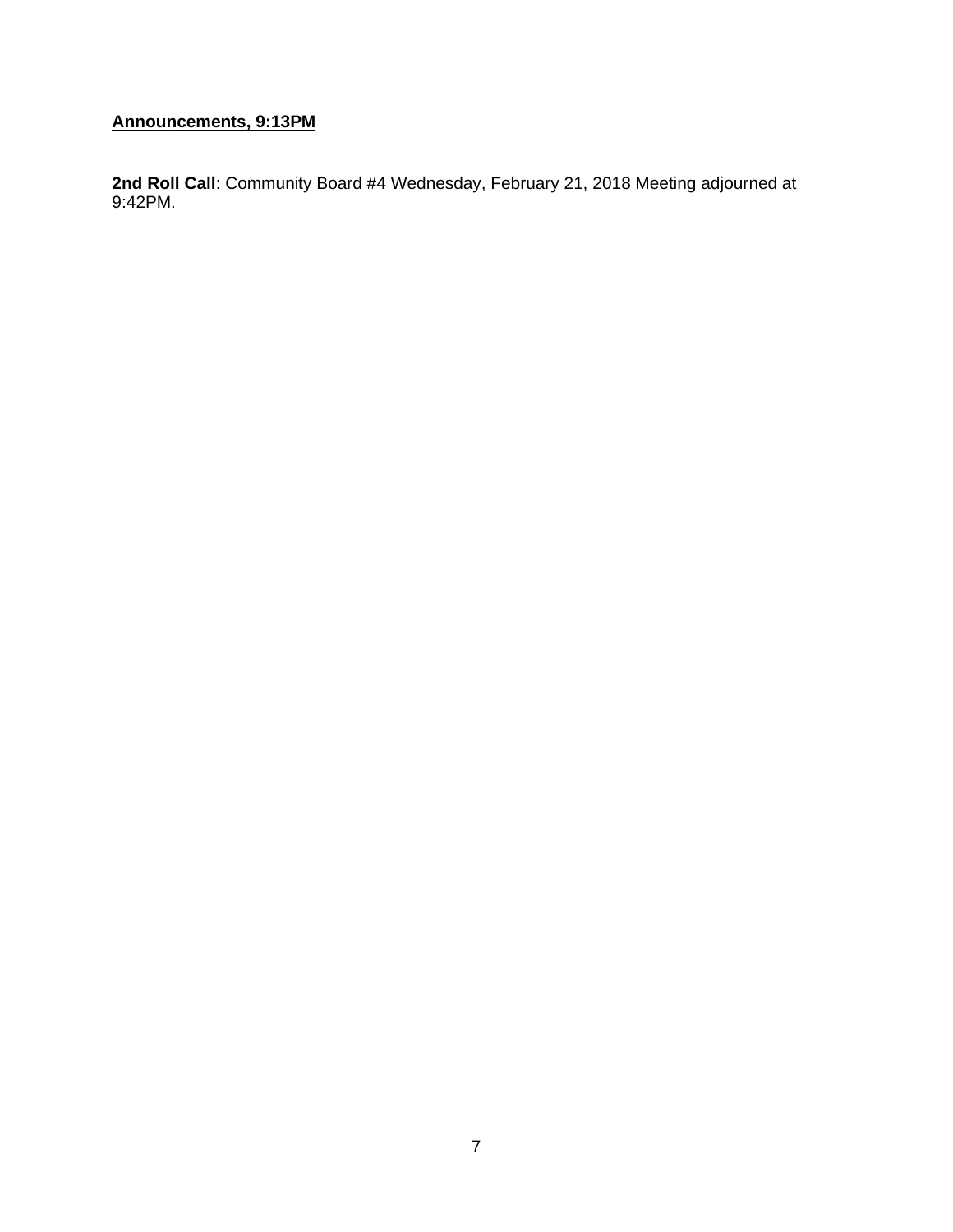**Announcements, 9:13PM**

**2nd Roll Call**: Community Board #4 Wednesday, February 21, 2018 Meeting adjourned at 9:42PM.